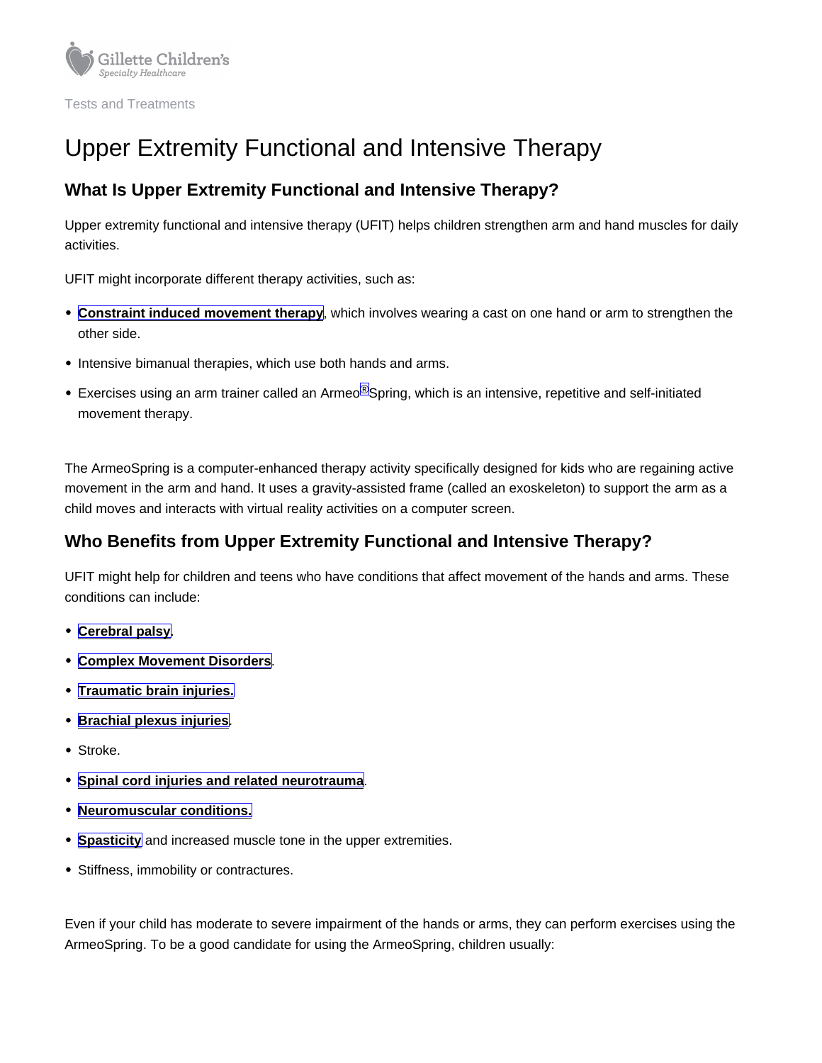Tests and Treatments

# Upper Extremity Functional and Intensive Therapy

## What Is Upper Extremity Functional and Intensive Therapy?

Upper extremity functional and intensive therapy (UFIT) helps children strengthen arm and hand muscles for daily activities.

UFIT might incorporate different therapy activities, such as:

- **Constraint induced movement therapy**, which involves wearing a cast on one hand or arm to strengthen the other side.
- Intensive bimanual therapies, which use both hands and arms.
- Exercises using an arm trainer called an Armeo®Spring, which is an intensive, repetitive and self-initiated movement therapy.

The ArmeoSpring is a computer-enhanced therapy activity specifically designed for kids who are regaining active movement in the arm and hand. It uses a gravity-assisted frame (called an exoskeleton) to support the arm as a child moves and interacts with virtual reality activities on a computer screen.

## Who Benefits from Upper Extremity Functional and Intensive Therapy?

UFIT might help for children and teens who have conditions that affect movement of the hands and arms. These conditions can include:

- **Cerebral palsy**.
- **Complex Movement Disorders**.
- **Traumatic brain injuries.**
- **Brachial plexus injuries**.
- Stroke.
- **Spinal cord injuries and related neurotrauma**.
- **Neuromuscular conditions.**
- **Spasticity** and increased muscle tone in the upper extremities.
- Stiffness, immobility or contractures.

Even if your child has moderate to severe impairment of the hands or arms, they can perform exercises using the ArmeoSpring. To be a good candidate for using the ArmeoSpring, children usually: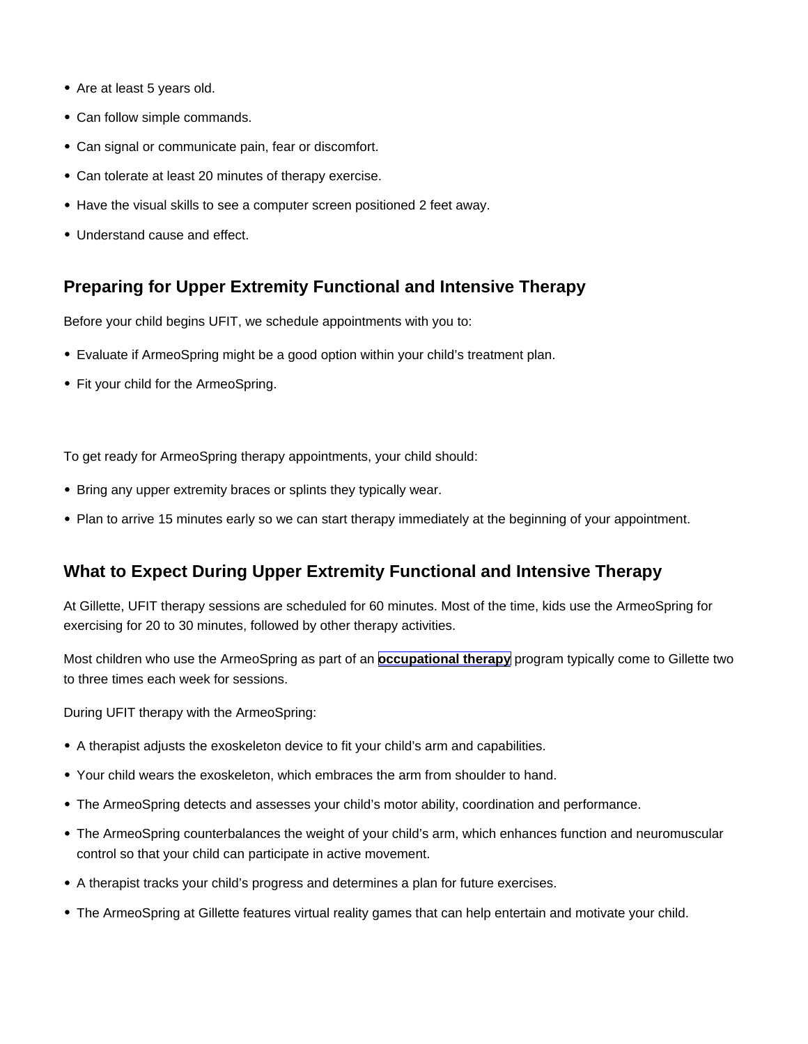- Are at least 5 years old.
- Can follow simple commands.
- Can signal or communicate pain, fear or discomfort.
- Can tolerate at least 20 minutes of therapy exercise.
- Have the visual skills to see a computer screen positioned 2 feet away.
- Understand cause and effect.

## Preparing for Upper Extremity Functional and Intensive Therapy

Before your child begins UFIT, we schedule appointments with you to:

- Evaluate if ArmeoSpring might be a good option within your child's treatment plan.
- Fit your child for the ArmeoSpring.

To get ready for ArmeoSpring therapy appointments, your child should:

- Bring any upper extremity braces or splints they typically wear.
- Plan to arrive 15 minutes early so we can start therapy immediately at the beginning of your appointment.

## What to Expect During Upper Extremity Functional and Intensive Therapy

At Gillette, UFIT therapy sessions are scheduled for 60 minutes. Most of the time, kids use the ArmeoSpring for exercising for 20 to 30 minutes, followed by other therapy activities.

Most children who use the ArmeoSpring as part of an **occupational therapy** program typically come to Gillette two to three times each week for sessions.

During UFIT therapy with the ArmeoSpring:

- A therapist adjusts the exoskeleton device to fit your child's arm and capabilities.
- Your child wears the exoskeleton, which embraces the arm from shoulder to hand.
- The ArmeoSpring detects and assesses your child's motor ability, coordination and performance.
- The ArmeoSpring counterbalances the weight of your child's arm, which enhances function and neuromuscular control so that your child can participate in active movement.
- A therapist tracks your child's progress and determines a plan for future exercises.
- The ArmeoSpring at Gillette features virtual reality games that can help entertain and motivate your child.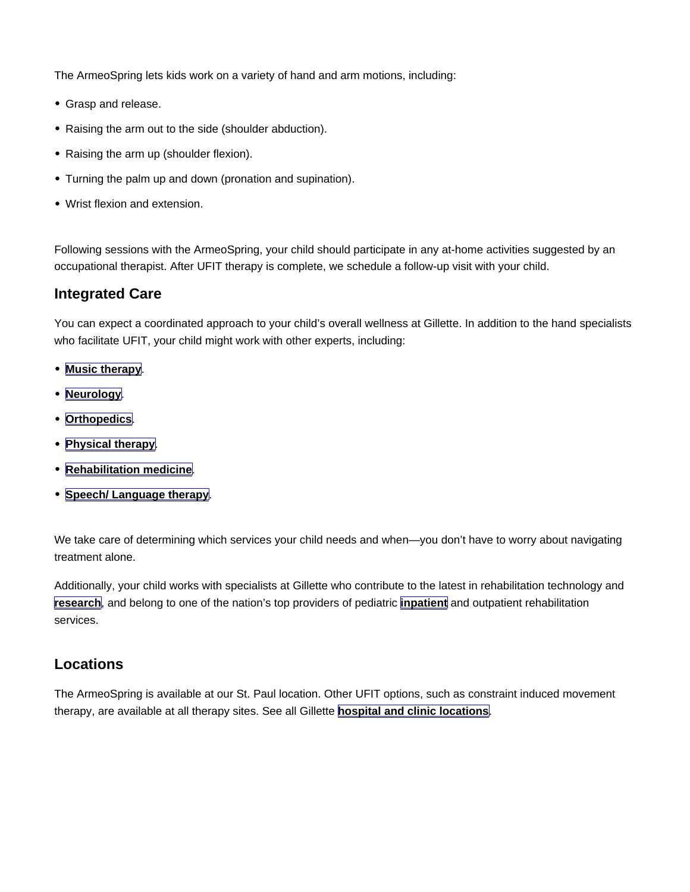The ArmeoSpring lets kids work on a variety of hand and arm motions, including:

- Grasp and release.
- Raising the arm out to the side (shoulder abduction).
- Raising the arm up (shoulder flexion).
- Turning the palm up and down (pronation and supination).
- Wrist flexion and extension.

Following sessions with the ArmeoSpring, your child should participate in any at-home activities suggested by an occupational therapist. After UFIT therapy is complete, we schedule a follow-up visit with your child.

## Integrated Care

You can expect a coordinated approach to your child's overall wellness at Gillette. In addition to the hand specialists who facilitate UFIT, your child might work with other experts, including:

- **Music therapy**.
- **Neurology**.
- **Orthopedics**.
- **Physical therapy**.
- **Rehabilitation medicine**.
- **Speech/ Language therapy**.

We take care of determining which services your child needs and when—you don't have to worry about navigating treatment alone.

Additionally, your child works with specialists at Gillette who contribute to the latest in rehabilitation technology and **research**, and belong to one of the nation's top providers of pediatric **inpatient** and outpatient rehabilitation services.

## Locations

The ArmeoSpring is available at our St. Paul location. Other UFIT options, such as constraint induced movement therapy, are available at all therapy sites. See all Gillette **hospital and clinic locations**.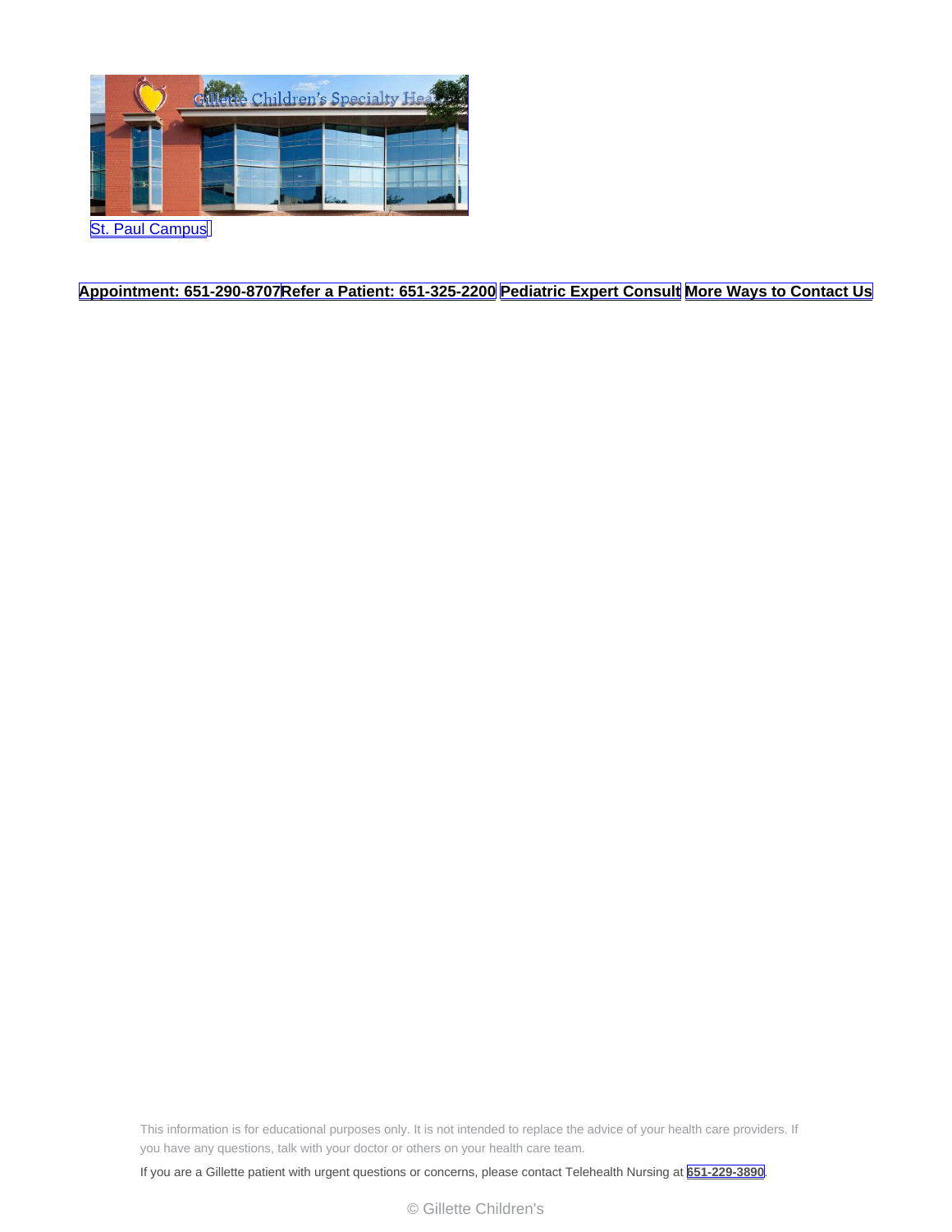St. Paul Campus

**Appointment: 651-290-8707** **Refer a Patient: 651-325-2200** **Pediatric Expert Consult** **More Ways to Contact Us**

This information is for educational purposes only. It is not intended to replace the advice of your health care providers. If you have any questions, talk with your doctor or others on your health care team.

If you are a Gillette patient with urgent questions or concerns, please contact Telehealth Nursing at **651-229-3890**.

© Gillette Children's